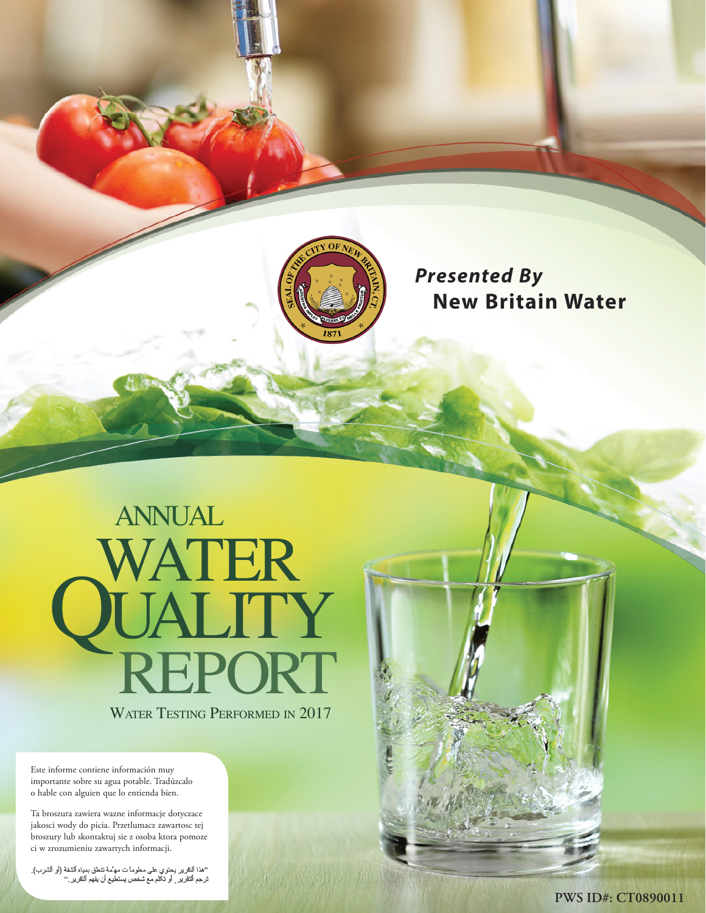*Presented By*
**New Britain Water**

# ANNUAL WATER QUALITY REPORT

WATER TESTING PERFORMED IN 2017

Este informe contiene información muy importante sobre su agua potable. Tradúzcalo o hable con alguien que lo entienda bien.

Ta broszura zawiera wazne informacje dotyczace jakosci wody do picia. Przetlumacz zawartosc tej broszury lub skontaktuj sie z osoba ktora pomoze ci w zrozumieniu zawartych informacji.

"هذا التقرير يحتوي على معلومات مهمة تتعلق بمياه الشفة (أو الشرب). ترجم التقرير، أو تكلم مع شخص يستطيع أن يفهم التقرير."

PWS ID#: CT0890011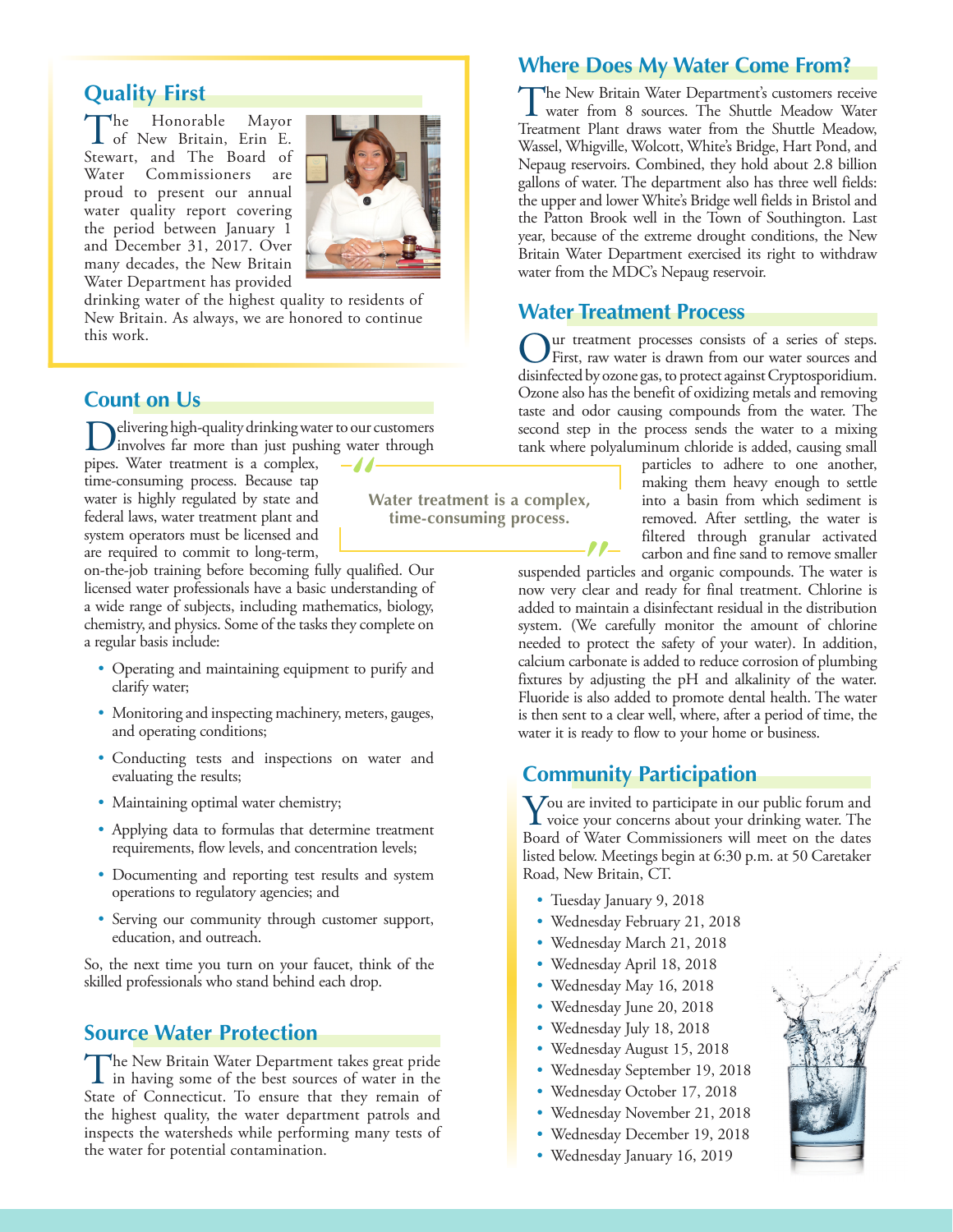## Quality First

The Honorable Mayor of New Britain, Erin E. Stewart, and The Board of Water Commissioners are proud to present our annual water quality report covering the period between January 1 and December 31, 2017. Over many decades, the New Britain Water Department has provided drinking water of the highest quality to residents of New Britain. As always, we are honored to continue this work.

## Count on Us

Delivering high-quality drinking water to our customers involves far more than just pushing water through pipes. Water treatment is a complex, time-consuming process. Because tap water is highly regulated by state and federal laws, water treatment plant and system operators must be licensed and are required to commit to long-term, on-the-job training before becoming fully qualified. Our licensed water professionals have a basic understanding of a wide range of subjects, including mathematics, biology, chemistry, and physics. Some of the tasks they complete on a regular basis include:

- Operating and maintaining equipment to purify and clarify water;
- Monitoring and inspecting machinery, meters, gauges, and operating conditions;
- Conducting tests and inspections on water and evaluating the results;
- Maintaining optimal water chemistry;
- Applying data to formulas that determine treatment requirements, flow levels, and concentration levels;
- Documenting and reporting test results and system operations to regulatory agencies; and
- Serving our community through customer support, education, and outreach.

So, the next time you turn on your faucet, think of the skilled professionals who stand behind each drop.

> "Water treatment is a complex, time-consuming process."

## Source Water Protection

The New Britain Water Department takes great pride in having some of the best sources of water in the State of Connecticut. To ensure that they remain of the highest quality, the water department patrols and inspects the watersheds while performing many tests of the water for potential contamination.

## Where Does My Water Come From?

The New Britain Water Department's customers receive water from 8 sources. The Shuttle Meadow Water Treatment Plant draws water from the Shuttle Meadow, Wassel, Whigville, Wolcott, White's Bridge, Hart Pond, and Nepaug reservoirs. Combined, they hold about 2.8 billion gallons of water. The department also has three well fields: the upper and lower White's Bridge well fields in Bristol and the Patton Brook well in the Town of Southington. Last year, because of the extreme drought conditions, the New Britain Water Department exercised its right to withdraw water from the MDC's Nepaug reservoir.

## Water Treatment Process

Our treatment processes consists of a series of steps. First, raw water is drawn from our water sources and disinfected by ozone gas, to protect against Cryptosporidium. Ozone also has the benefit of oxidizing metals and removing taste and odor causing compounds from the water. The second step in the process sends the water to a mixing tank where polyaluminum chloride is added, causing small particles to adhere to one another, making them heavy enough to settle into a basin from which sediment is removed. After settling, the water is filtered through granular activated carbon and fine sand to remove smaller suspended particles and organic compounds. The water is now very clear and ready for final treatment. Chlorine is added to maintain a disinfectant residual in the distribution system. (We carefully monitor the amount of chlorine needed to protect the safety of your water). In addition, calcium carbonate is added to reduce corrosion of plumbing fixtures by adjusting the pH and alkalinity of the water. Fluoride is also added to promote dental health. The water is then sent to a clear well, where, after a period of time, the water it is ready to flow to your home or business.

## Community Participation

You are invited to participate in our public forum and voice your concerns about your drinking water. The Board of Water Commissioners will meet on the dates listed below. Meetings begin at 6:30 p.m. at 50 Caretaker Road, New Britain, CT.

- Tuesday January 9, 2018
- Wednesday February 21, 2018
- Wednesday March 21, 2018
- Wednesday April 18, 2018
- Wednesday May 16, 2018
- Wednesday June 20, 2018
- Wednesday July 18, 2018
- Wednesday August 15, 2018
- Wednesday September 19, 2018
- Wednesday October 17, 2018
- Wednesday November 21, 2018
- Wednesday December 19, 2018
- Wednesday January 16, 2019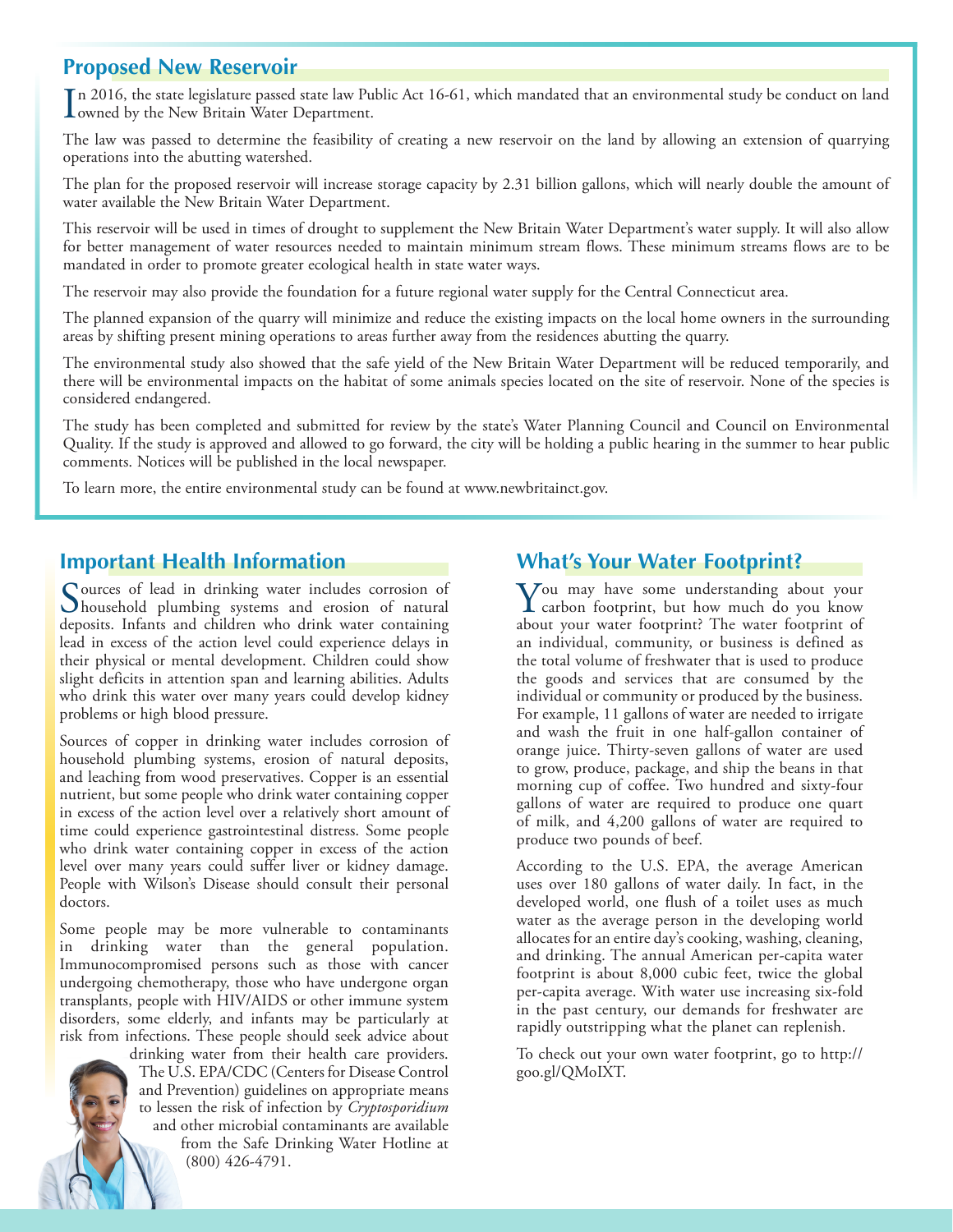## Proposed New Reservoir

In 2016, the state legislature passed state law Public Act 16-61, which mandated that an environmental study be conduct on land owned by the New Britain Water Department.

The law was passed to determine the feasibility of creating a new reservoir on the land by allowing an extension of quarrying operations into the abutting watershed.

The plan for the proposed reservoir will increase storage capacity by 2.31 billion gallons, which will nearly double the amount of water available the New Britain Water Department.

This reservoir will be used in times of drought to supplement the New Britain Water Department's water supply. It will also allow for better management of water resources needed to maintain minimum stream flows. These minimum streams flows are to be mandated in order to promote greater ecological health in state water ways.

The reservoir may also provide the foundation for a future regional water supply for the Central Connecticut area.

The planned expansion of the quarry will minimize and reduce the existing impacts on the local home owners in the surrounding areas by shifting present mining operations to areas further away from the residences abutting the quarry.

The environmental study also showed that the safe yield of the New Britain Water Department will be reduced temporarily, and there will be environmental impacts on the habitat of some animals species located on the site of reservoir. None of the species is considered endangered.

The study has been completed and submitted for review by the state's Water Planning Council and Council on Environmental Quality. If the study is approved and allowed to go forward, the city will be holding a public hearing in the summer to hear public comments. Notices will be published in the local newspaper.

To learn more, the entire environmental study can be found at www.newbritainct.gov.

## Important Health Information

Sources of lead in drinking water includes corrosion of household plumbing systems and erosion of natural deposits. Infants and children who drink water containing lead in excess of the action level could experience delays in their physical or mental development. Children could show slight deficits in attention span and learning abilities. Adults who drink this water over many years could develop kidney problems or high blood pressure.

Sources of copper in drinking water includes corrosion of household plumbing systems, erosion of natural deposits, and leaching from wood preservatives. Copper is an essential nutrient, but some people who drink water containing copper in excess of the action level over a relatively short amount of time could experience gastrointestinal distress. Some people who drink water containing copper in excess of the action level over many years could suffer liver or kidney damage. People with Wilson's Disease should consult their personal doctors.

Some people may be more vulnerable to contaminants in drinking water than the general population. Immunocompromised persons such as those with cancer undergoing chemotherapy, those who have undergone organ transplants, people with HIV/AIDS or other immune system disorders, some elderly, and infants may be particularly at risk from infections. These people should seek advice about drinking water from their health care providers. The U.S. EPA/CDC (Centers for Disease Control and Prevention) guidelines on appropriate means to lessen the risk of infection by *Cryptosporidium* and other microbial contaminants are available from the Safe Drinking Water Hotline at (800) 426-4791.

## What's Your Water Footprint?

You may have some understanding about your carbon footprint, but how much do you know about your water footprint? The water footprint of an individual, community, or business is defined as the total volume of freshwater that is used to produce the goods and services that are consumed by the individual or community or produced by the business. For example, 11 gallons of water are needed to irrigate and wash the fruit in one half-gallon container of orange juice. Thirty-seven gallons of water are used to grow, produce, package, and ship the beans in that morning cup of coffee. Two hundred and sixty-four gallons of water are required to produce one quart of milk, and 4,200 gallons of water are required to produce two pounds of beef.

According to the U.S. EPA, the average American uses over 180 gallons of water daily. In fact, in the developed world, one flush of a toilet uses as much water as the average person in the developing world allocates for an entire day's cooking, washing, cleaning, and drinking. The annual American per-capita water footprint is about 8,000 cubic feet, twice the global per-capita average. With water use increasing six-fold in the past century, our demands for freshwater are rapidly outstripping what the planet can replenish.

To check out your own water footprint, go to http://goo.gl/QMoIXT.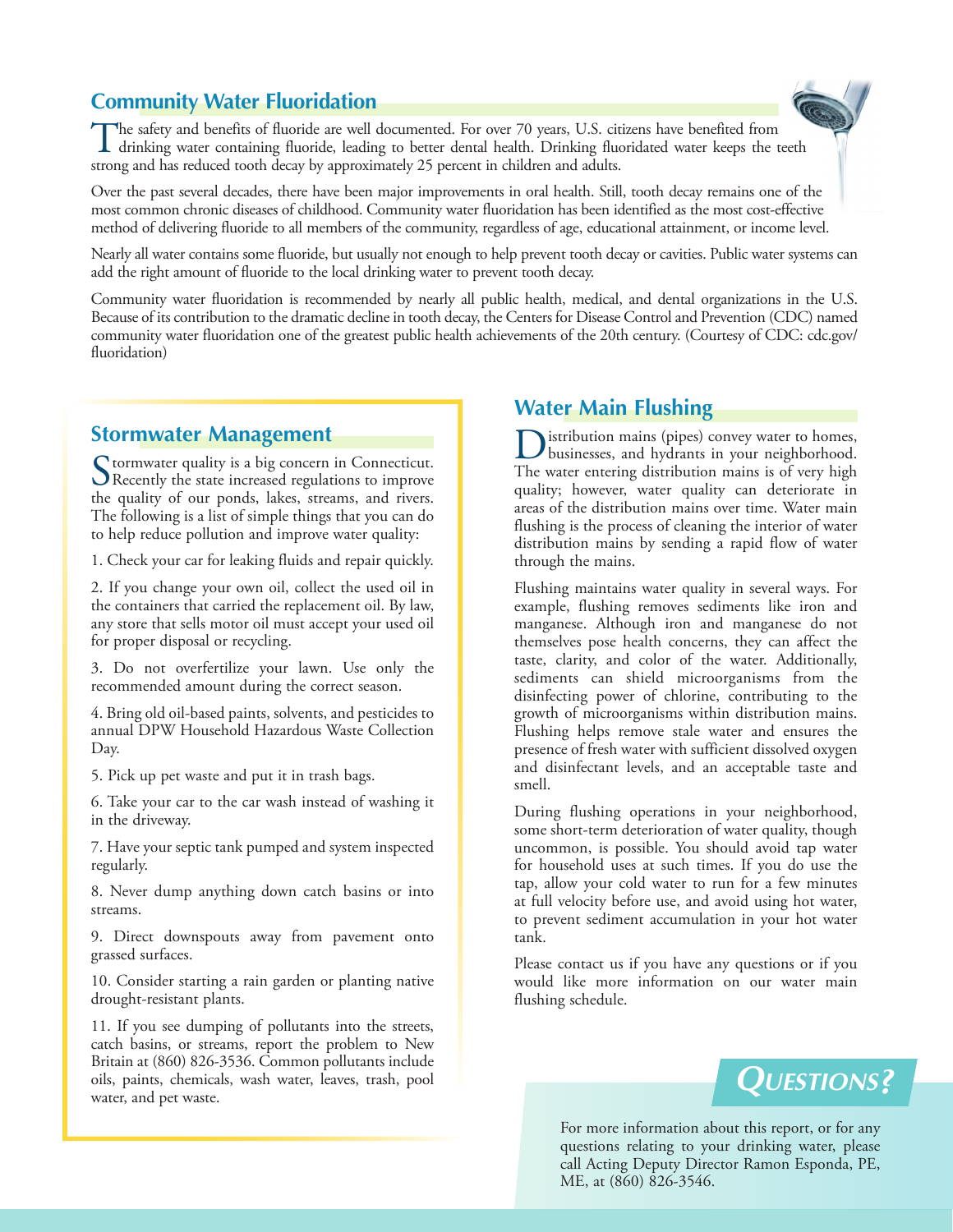## Community Water Fluoridation

The safety and benefits of fluoride are well documented. For over 70 years, U.S. citizens have benefited from drinking water containing fluoride, leading to better dental health. Drinking fluoridated water keeps the teeth strong and has reduced tooth decay by approximately 25 percent in children and adults.

Over the past several decades, there have been major improvements in oral health. Still, tooth decay remains one of the most common chronic diseases of childhood. Community water fluoridation has been identified as the most cost-effective method of delivering fluoride to all members of the community, regardless of age, educational attainment, or income level.

Nearly all water contains some fluoride, but usually not enough to help prevent tooth decay or cavities. Public water systems can add the right amount of fluoride to the local drinking water to prevent tooth decay.

Community water fluoridation is recommended by nearly all public health, medical, and dental organizations in the U.S. Because of its contribution to the dramatic decline in tooth decay, the Centers for Disease Control and Prevention (CDC) named community water fluoridation one of the greatest public health achievements of the 20th century. (Courtesy of CDC: cdc.gov/fluoridation)

## Stormwater Management

Stormwater quality is a big concern in Connecticut. Recently the state increased regulations to improve the quality of our ponds, lakes, streams, and rivers. The following is a list of simple things that you can do to help reduce pollution and improve water quality:

1. Check your car for leaking fluids and repair quickly.

2. If you change your own oil, collect the used oil in the containers that carried the replacement oil. By law, any store that sells motor oil must accept your used oil for proper disposal or recycling.

3. Do not overfertilize your lawn. Use only the recommended amount during the correct season.

4. Bring old oil-based paints, solvents, and pesticides to annual DPW Household Hazardous Waste Collection Day.

5. Pick up pet waste and put it in trash bags.

6. Take your car to the car wash instead of washing it in the driveway.

7. Have your septic tank pumped and system inspected regularly.

8. Never dump anything down catch basins or into streams.

9. Direct downspouts away from pavement onto grassed surfaces.

10. Consider starting a rain garden or planting native drought-resistant plants.

11. If you see dumping of pollutants into the streets, catch basins, or streams, report the problem to New Britain at (860) 826-3536. Common pollutants include oils, paints, chemicals, wash water, leaves, trash, pool water, and pet waste.

## Water Main Flushing

Distribution mains (pipes) convey water to homes, businesses, and hydrants in your neighborhood. The water entering distribution mains is of very high quality; however, water quality can deteriorate in areas of the distribution mains over time. Water main flushing is the process of cleaning the interior of water distribution mains by sending a rapid flow of water through the mains.

Flushing maintains water quality in several ways. For example, flushing removes sediments like iron and manganese. Although iron and manganese do not themselves pose health concerns, they can affect the taste, clarity, and color of the water. Additionally, sediments can shield microorganisms from the disinfecting power of chlorine, contributing to the growth of microorganisms within distribution mains. Flushing helps remove stale water and ensures the presence of fresh water with sufficient dissolved oxygen and disinfectant levels, and an acceptable taste and smell.

During flushing operations in your neighborhood, some short-term deterioration of water quality, though uncommon, is possible. You should avoid tap water for household uses at such times. If you do use the tap, allow your cold water to run for a few minutes at full velocity before use, and avoid using hot water, to prevent sediment accumulation in your hot water tank.

Please contact us if you have any questions or if you would like more information on our water main flushing schedule.

## Questions?

For more information about this report, or for any questions relating to your drinking water, please call Acting Deputy Director Ramon Esponda, PE, ME, at (860) 826-3546.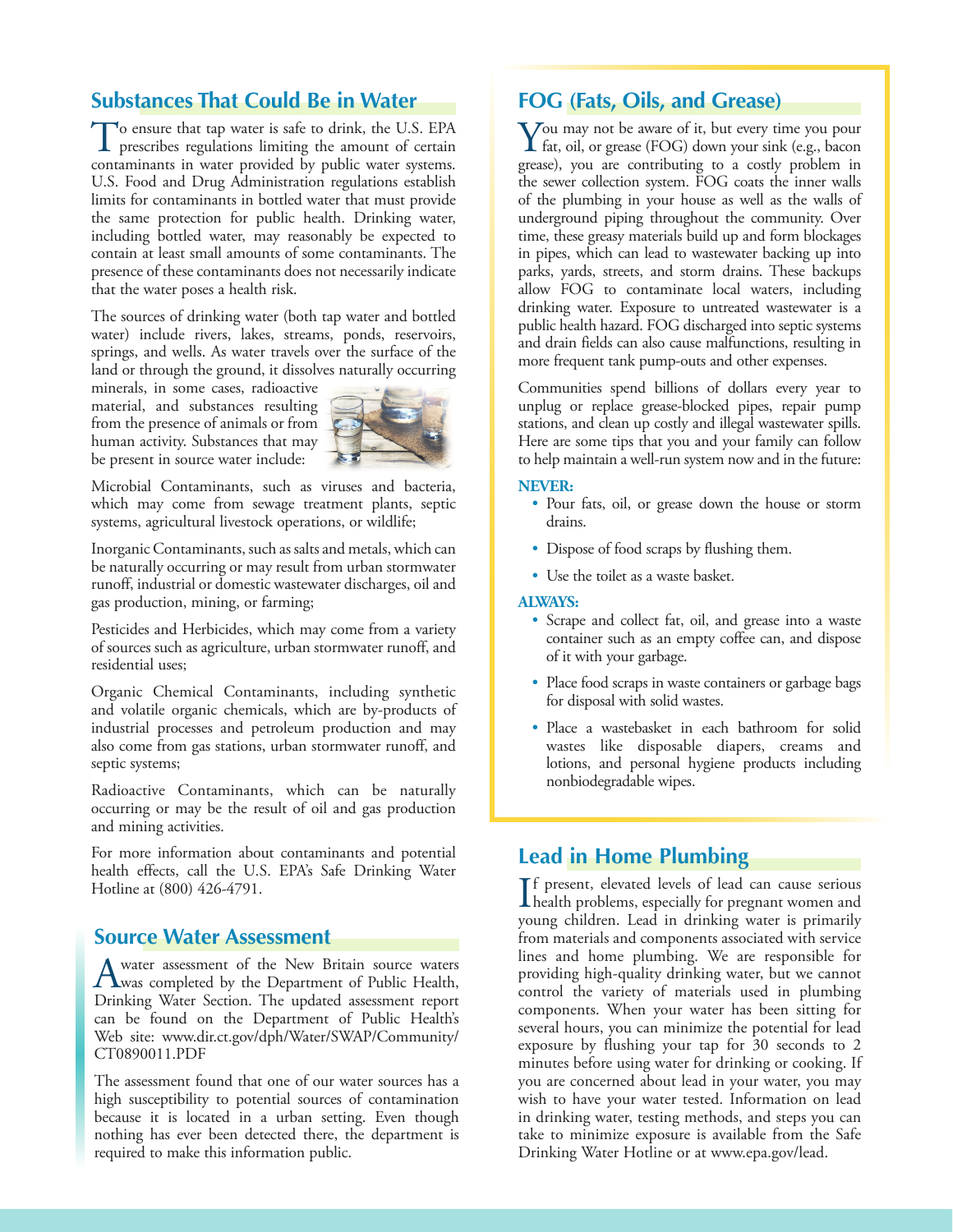## Substances That Could Be in Water

To ensure that tap water is safe to drink, the U.S. EPA prescribes regulations limiting the amount of certain contaminants in water provided by public water systems. U.S. Food and Drug Administration regulations establish limits for contaminants in bottled water that must provide the same protection for public health. Drinking water, including bottled water, may reasonably be expected to contain at least small amounts of some contaminants. The presence of these contaminants does not necessarily indicate that the water poses a health risk.

The sources of drinking water (both tap water and bottled water) include rivers, lakes, streams, ponds, reservoirs, springs, and wells. As water travels over the surface of the land or through the ground, it dissolves naturally occurring minerals, in some cases, radioactive material, and substances resulting from the presence of animals or from human activity. Substances that may be present in source water include:

Microbial Contaminants, such as viruses and bacteria, which may come from sewage treatment plants, septic systems, agricultural livestock operations, or wildlife;

Inorganic Contaminants, such as salts and metals, which can be naturally occurring or may result from urban stormwater runoff, industrial or domestic wastewater discharges, oil and gas production, mining, or farming;

Pesticides and Herbicides, which may come from a variety of sources such as agriculture, urban stormwater runoff, and residential uses;

Organic Chemical Contaminants, including synthetic and volatile organic chemicals, which are by-products of industrial processes and petroleum production and may also come from gas stations, urban stormwater runoff, and septic systems;

Radioactive Contaminants, which can be naturally occurring or may be the result of oil and gas production and mining activities.

For more information about contaminants and potential health effects, call the U.S. EPA's Safe Drinking Water Hotline at (800) 426-4791.

## Source Water Assessment

A water assessment of the New Britain source waters was completed by the Department of Public Health, Drinking Water Section. The updated assessment report can be found on the Department of Public Health's Web site: www.dir.ct.gov/dph/Water/SWAP/Community/CT0890011.PDF

The assessment found that one of our water sources has a high susceptibility to potential sources of contamination because it is located in a urban setting. Even though nothing has ever been detected there, the department is required to make this information public.

## FOG (Fats, Oils, and Grease)

You may not be aware of it, but every time you pour fat, oil, or grease (FOG) down your sink (e.g., bacon grease), you are contributing to a costly problem in the sewer collection system. FOG coats the inner walls of the plumbing in your house as well as the walls of underground piping throughout the community. Over time, these greasy materials build up and form blockages in pipes, which can lead to wastewater backing up into parks, yards, streets, and storm drains. These backups allow FOG to contaminate local waters, including drinking water. Exposure to untreated wastewater is a public health hazard. FOG discharged into septic systems and drain fields can also cause malfunctions, resulting in more frequent tank pump-outs and other expenses.

Communities spend billions of dollars every year to unplug or replace grease-blocked pipes, repair pump stations, and clean up costly and illegal wastewater spills. Here are some tips that you and your family can follow to help maintain a well-run system now and in the future:

**NEVER:**

- Pour fats, oil, or grease down the house or storm drains.
- Dispose of food scraps by flushing them.
- Use the toilet as a waste basket.

**ALWAYS:**

- Scrape and collect fat, oil, and grease into a waste container such as an empty coffee can, and dispose of it with your garbage.
- Place food scraps in waste containers or garbage bags for disposal with solid wastes.
- Place a wastebasket in each bathroom for solid wastes like disposable diapers, creams and lotions, and personal hygiene products including nonbiodegradable wipes.

## Lead in Home Plumbing

If present, elevated levels of lead can cause serious health problems, especially for pregnant women and young children. Lead in drinking water is primarily from materials and components associated with service lines and home plumbing. We are responsible for providing high-quality drinking water, but we cannot control the variety of materials used in plumbing components. When your water has been sitting for several hours, you can minimize the potential for lead exposure by flushing your tap for 30 seconds to 2 minutes before using water for drinking or cooking. If you are concerned about lead in your water, you may wish to have your water tested. Information on lead in drinking water, testing methods, and steps you can take to minimize exposure is available from the Safe Drinking Water Hotline or at www.epa.gov/lead.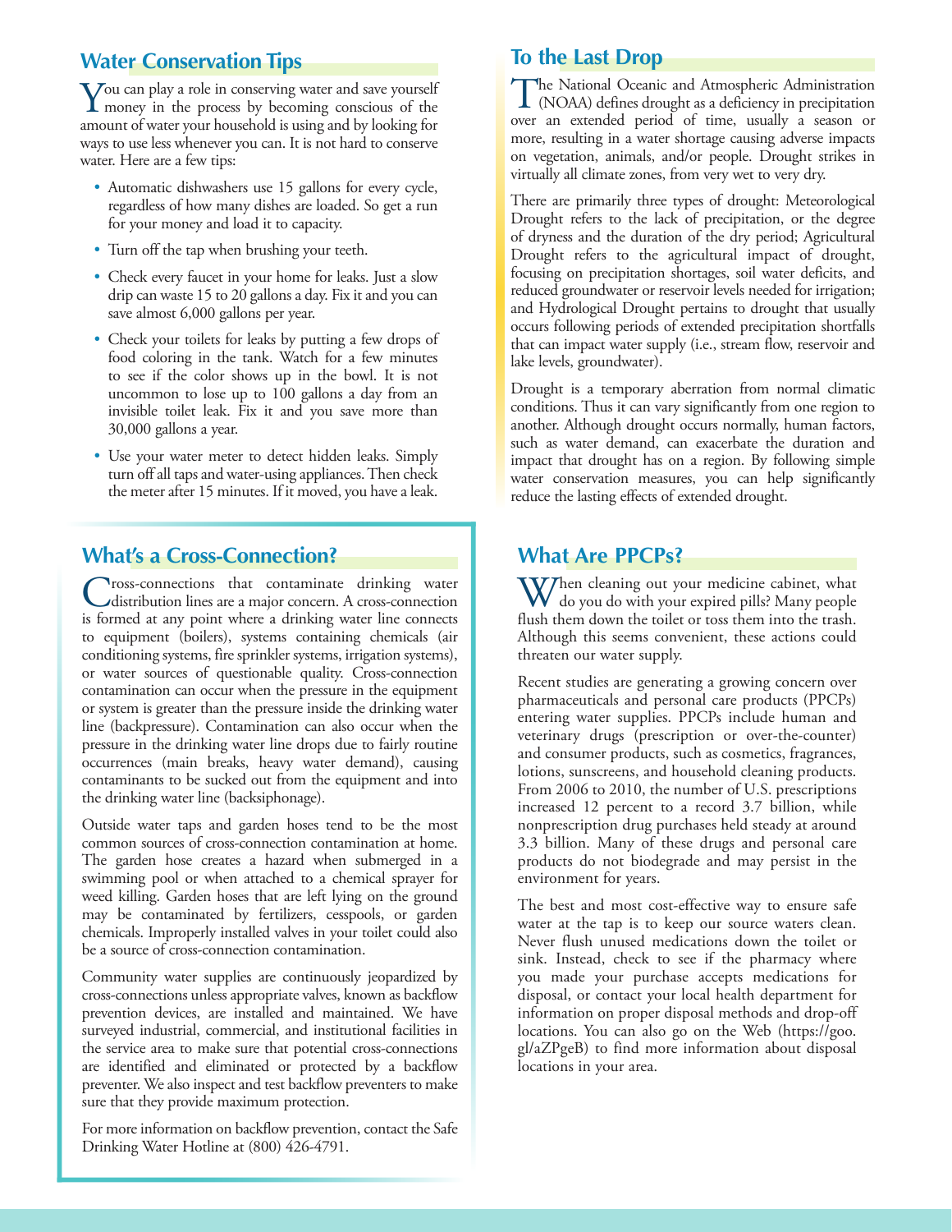## Water Conservation Tips

You can play a role in conserving water and save yourself money in the process by becoming conscious of the amount of water your household is using and by looking for ways to use less whenever you can. It is not hard to conserve water. Here are a few tips:

- Automatic dishwashers use 15 gallons for every cycle, regardless of how many dishes are loaded. So get a run for your money and load it to capacity.
- Turn off the tap when brushing your teeth.
- Check every faucet in your home for leaks. Just a slow drip can waste 15 to 20 gallons a day. Fix it and you can save almost 6,000 gallons per year.
- Check your toilets for leaks by putting a few drops of food coloring in the tank. Watch for a few minutes to see if the color shows up in the bowl. It is not uncommon to lose up to 100 gallons a day from an invisible toilet leak. Fix it and you save more than 30,000 gallons a year.
- Use your water meter to detect hidden leaks. Simply turn off all taps and water-using appliances. Then check the meter after 15 minutes. If it moved, you have a leak.

## What's a Cross-Connection?

Cross-connections that contaminate drinking water distribution lines are a major concern. A cross-connection is formed at any point where a drinking water line connects to equipment (boilers), systems containing chemicals (air conditioning systems, fire sprinkler systems, irrigation systems), or water sources of questionable quality. Cross-connection contamination can occur when the pressure in the equipment or system is greater than the pressure inside the drinking water line (backpressure). Contamination can also occur when the pressure in the drinking water line drops due to fairly routine occurrences (main breaks, heavy water demand), causing contaminants to be sucked out from the equipment and into the drinking water line (backsiphonage).

Outside water taps and garden hoses tend to be the most common sources of cross-connection contamination at home. The garden hose creates a hazard when submerged in a swimming pool or when attached to a chemical sprayer for weed killing. Garden hoses that are left lying on the ground may be contaminated by fertilizers, cesspools, or garden chemicals. Improperly installed valves in your toilet could also be a source of cross-connection contamination.

Community water supplies are continuously jeopardized by cross-connections unless appropriate valves, known as backflow prevention devices, are installed and maintained. We have surveyed industrial, commercial, and institutional facilities in the service area to make sure that potential cross-connections are identified and eliminated or protected by a backflow preventer. We also inspect and test backflow preventers to make sure that they provide maximum protection.

For more information on backflow prevention, contact the Safe Drinking Water Hotline at (800) 426-4791.

## To the Last Drop

The National Oceanic and Atmospheric Administration (NOAA) defines drought as a deficiency in precipitation over an extended period of time, usually a season or more, resulting in a water shortage causing adverse impacts on vegetation, animals, and/or people. Drought strikes in virtually all climate zones, from very wet to very dry.

There are primarily three types of drought: Meteorological Drought refers to the lack of precipitation, or the degree of dryness and the duration of the dry period; Agricultural Drought refers to the agricultural impact of drought, focusing on precipitation shortages, soil water deficits, and reduced groundwater or reservoir levels needed for irrigation; and Hydrological Drought pertains to drought that usually occurs following periods of extended precipitation shortfalls that can impact water supply (i.e., stream flow, reservoir and lake levels, groundwater).

Drought is a temporary aberration from normal climatic conditions. Thus it can vary significantly from one region to another. Although drought occurs normally, human factors, such as water demand, can exacerbate the duration and impact that drought has on a region. By following simple water conservation measures, you can help significantly reduce the lasting effects of extended drought.

## What Are PPCPs?

When cleaning out your medicine cabinet, what do you do with your expired pills? Many people flush them down the toilet or toss them into the trash. Although this seems convenient, these actions could threaten our water supply.

Recent studies are generating a growing concern over pharmaceuticals and personal care products (PPCPs) entering water supplies. PPCPs include human and veterinary drugs (prescription or over-the-counter) and consumer products, such as cosmetics, fragrances, lotions, sunscreens, and household cleaning products. From 2006 to 2010, the number of U.S. prescriptions increased 12 percent to a record 3.7 billion, while nonprescription drug purchases held steady at around 3.3 billion. Many of these drugs and personal care products do not biodegrade and may persist in the environment for years.

The best and most cost-effective way to ensure safe water at the tap is to keep our source waters clean. Never flush unused medications down the toilet or sink. Instead, check to see if the pharmacy where you made your purchase accepts medications for disposal, or contact your local health department for information on proper disposal methods and drop-off locations. You can also go on the Web (https://goo.gl/aZPgeB) to find more information about disposal locations in your area.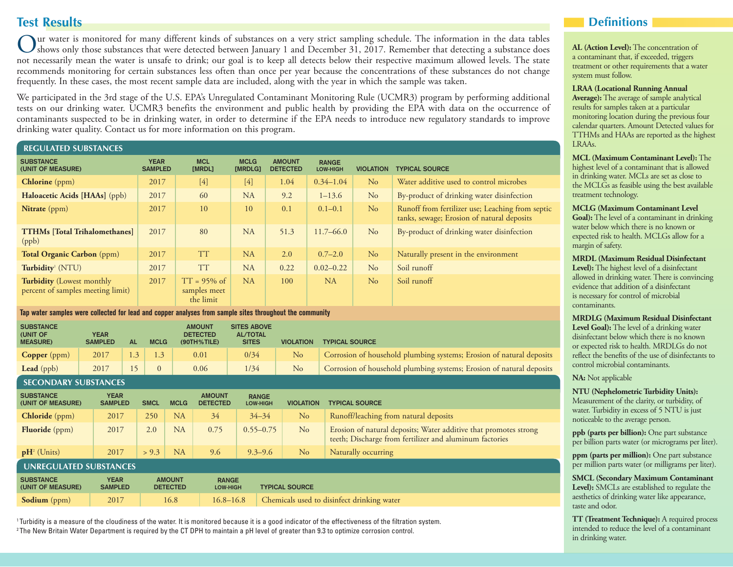## Test Results

Our water is monitored for many different kinds of substances on a very strict sampling schedule. The information in the data tables shows only those substances that were detected between January 1 and December 31, 2017. Remember that detecting a substance does not necessarily mean the water is unsafe to drink; our goal is to keep all detects below their respective maximum allowed levels. The state recommends monitoring for certain substances less often than once per year because the concentrations of these substances do not change frequently. In these cases, the most recent sample data are included, along with the year in which the sample was taken.

We participated in the 3rd stage of the U.S. EPA's Unregulated Contaminant Monitoring Rule (UCMR3) program by performing additional tests on our drinking water. UCMR3 benefits the environment and public health by providing the EPA with data on the occurrence of contaminants suspected to be in drinking water, in order to determine if the EPA needs to introduce new regulatory standards to improve drinking water quality. Contact us for more information on this program.

### REGULATED SUBSTANCES

| SUBSTANCE (UNIT OF MEASURE) | YEAR SAMPLED | MCL [MRDL] | MCLG [MRDLG] | AMOUNT DETECTED | RANGE LOW-HIGH | VIOLATION | TYPICAL SOURCE |
|---|---|---|---|---|---|---|---|
| **Chlorine** (ppm) | 2017 | [4] | [4] | 1.04 | 0.34–1.04 | No | Water additive used to control microbes |
| **Haloacetic Acids [HAAs]** (ppb) | 2017 | 60 | NA | 9.2 | 1–13.6 | No | By-product of drinking water disinfection |
| **Nitrate** (ppm) | 2017 | 10 | 10 | 0.1 | 0.1–0.1 | No | Runoff from fertilizer use; Leaching from septic tanks, sewage; Erosion of natural deposits |
| **TTHMs [Total Trihalomethanes]** (ppb) | 2017 | 80 | NA | 51.3 | 11.7–66.0 | No | By-product of drinking water disinfection |
| **Total Organic Carbon** (ppm) | 2017 | TT | NA | 2.0 | 0.7–2.0 | No | Naturally present in the environment |
| **Turbidity**[1] (NTU) | 2017 | TT | NA | 0.22 | 0.02–0.22 | No | Soil runoff |
| **Turbidity** (Lowest monthly percent of samples meeting limit) | 2017 | TT = 95% of samples meet the limit | NA | 100 | NA | No | Soil runoff |

**Tap water samples were collected for lead and copper analyses from sample sites throughout the community**

| SUBSTANCE (UNIT OF MEASURE) | YEAR SAMPLED | AL | MCLG | AMOUNT DETECTED (90TH%TILE) | SITES ABOVE AL/TOTAL SITES | VIOLATION | TYPICAL SOURCE |
|---|---|---|---|---|---|---|---|
| **Copper** (ppm) | 2017 | 1.3 | 1.3 | 0.01 | 0/34 | No | Corrosion of household plumbing systems; Erosion of natural deposits |
| **Lead** (ppb) | 2017 | 15 | 0 | 0.06 | 1/34 | No | Corrosion of household plumbing systems; Erosion of natural deposits |

### SECONDARY SUBSTANCES

| SUBSTANCE (UNIT OF MEASURE) | YEAR SAMPLED | SMCL | MCLG | AMOUNT DETECTED | RANGE LOW-HIGH | VIOLATION | TYPICAL SOURCE |
|---|---|---|---|---|---|---|---|
| **Chloride** (ppm) | 2017 | 250 | NA | 34 | 34–34 | No | Runoff/leaching from natural deposits |
| **Fluoride** (ppm) | 2017 | 2.0 | NA | 0.75 | 0.55–0.75 | No | Erosion of natural deposits; Water additive that promotes strong teeth; Discharge from fertilizer and aluminum factories |
| **pH**[2] (Units) | 2017 | > 9.3 | NA | 9.6 | 9.3–9.6 | No | Naturally occurring |

### UNREGULATED SUBSTANCES

| SUBSTANCE (UNIT OF MEASURE) | YEAR SAMPLED | AMOUNT DETECTED | RANGE LOW-HIGH | TYPICAL SOURCE |
|---|---|---|---|---|
| **Sodium** (ppm) | 2017 | 16.8 | 16.8–16.8 | Chemicals used to disinfect drinking water |

[1] Turbidity is a measure of the cloudiness of the water. It is monitored because it is a good indicator of the effectiveness of the filtration system.

[2] The New Britain Water Department is required by the CT DPH to maintain a pH level of greater than 9.3 to optimize corrosion control.

## Definitions

**AL (Action Level):** The concentration of a contaminant that, if exceeded, triggers treatment or other requirements that a water system must follow.

**LRAA (Locational Running Annual Average):** The average of sample analytical results for samples taken at a particular monitoring location during the previous four calendar quarters. Amount Detected values for TTHMs and HAAs are reported as the highest LRAAs.

**MCL (Maximum Contaminant Level):** The highest level of a contaminant that is allowed in drinking water. MCLs are set as close to the MCLGs as feasible using the best available treatment technology.

**MCLG (Maximum Contaminant Level Goal):** The level of a contaminant in drinking water below which there is no known or expected risk to health. MCLGs allow for a margin of safety.

**MRDL (Maximum Residual Disinfectant Level):** The highest level of a disinfectant allowed in drinking water. There is convincing evidence that addition of a disinfectant is necessary for control of microbial contaminants.

**MRDLG (Maximum Residual Disinfectant Level Goal):** The level of a drinking water disinfectant below which there is no known or expected risk to health. MRDLGs do not reflect the benefits of the use of disinfectants to control microbial contaminants.

**NA:** Not applicable

**NTU (Nephelometric Turbidity Units):** Measurement of the clarity, or turbidity, of water. Turbidity in excess of 5 NTU is just noticeable to the average person.

**ppb (parts per billion):** One part substance per billion parts water (or micrograms per liter).

**ppm (parts per million):** One part substance per million parts water (or milligrams per liter).

**SMCL (Secondary Maximum Contaminant Level):** SMCLs are established to regulate the aesthetics of drinking water like appearance, taste and odor.

**TT (Treatment Technique):** A required process intended to reduce the level of a contaminant in drinking water.